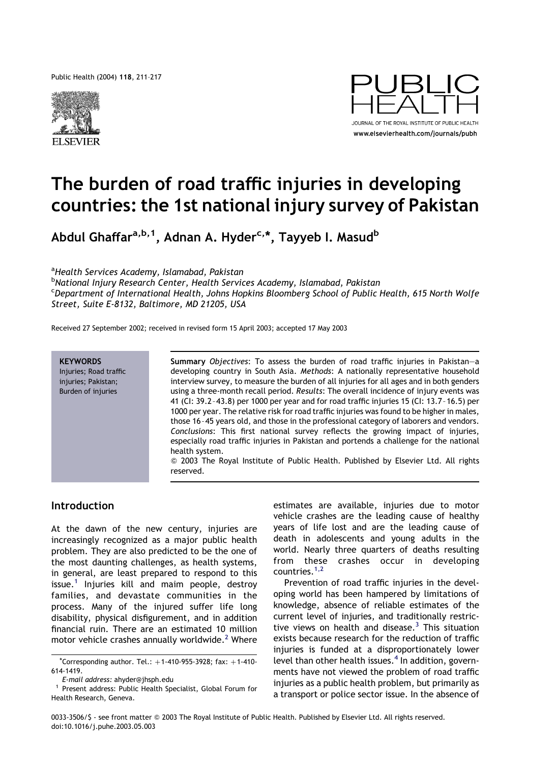# The burden of road traffic injuries in developing countries: the 1st national injury survey of Pakistan

Abdul Ghaffar[a,b,1], Adnan A. Hyder[c,*], Tayyeb I. Masud[b]

[a] Health Services Academy, Islamabad, Pakistan
[b] National Injury Research Center, Health Services Academy, Islamabad, Pakistan
[c] Department of International Health, Johns Hopkins Bloomberg School of Public Health, 615 North Wolfe Street, Suite E-8132, Baltimore, MD 21205, USA

Received 27 September 2002; received in revised form 15 April 2003; accepted 17 May 2003

**KEYWORDS**
Injuries; Road traffic injuries; Pakistan; Burden of injuries

**Summary** *Objectives*: To assess the burden of road traffic injuries in Pakistan—a developing country in South Asia. *Methods*: A nationally representative household interview survey, to measure the burden of all injuries for all ages and in both genders using a three-month recall period. *Results*: The overall incidence of injury events was 41 (CI: 39.2–43.8) per 1000 per year and for road traffic injuries 15 (CI: 13.7–16.5) per 1000 per year. The relative risk for road traffic injuries was found to be higher in males, those 16–45 years old, and those in the professional category of laborers and vendors. *Conclusions*: This first national survey reflects the growing impact of injuries, especially road traffic injuries in Pakistan and portends a challenge for the national health system.

© 2003 The Royal Institute of Public Health. Published by Elsevier Ltd. All rights reserved.

## Introduction

At the dawn of the new century, injuries are increasingly recognized as a major public health problem. They are also predicted to be the one of the most daunting challenges, as health systems, in general, are least prepared to respond to this issue.[1] Injuries kill and maim people, destroy families, and devastate communities in the process. Many of the injured suffer life long disability, physical disfigurement, and in addition financial ruin. There are an estimated 10 million motor vehicle crashes annually worldwide.[2] Where estimates are available, injuries due to motor vehicle crashes are the leading cause of healthy years of life lost and are the leading cause of death in adolescents and young adults in the world. Nearly three quarters of deaths resulting from these crashes occur in developing countries.[1,2]

Prevention of road traffic injuries in the developing world has been hampered by limitations of knowledge, absence of reliable estimates of the current level of injuries, and traditionally restrictive views on health and disease.[3] This situation exists because research for the reduction of traffic injuries is funded at a disproportionately lower level than other health issues.[4] In addition, governments have not viewed the problem of road traffic injuries as a public health problem, but primarily as a transport or police sector issue. In the absence of

*Corresponding author. Tel.: +1-410-955-3928; fax: +1-410-614-1419.
*E-mail address:* ahyder@jhsph.edu
[1] Present address: Public Health Specialist, Global Forum for Health Research, Geneva.

0033-3506/$ - see front matter © 2003 The Royal Institute of Public Health. Published by Elsevier Ltd. All rights reserved.
doi:10.1016/j.puhe.2003.05.003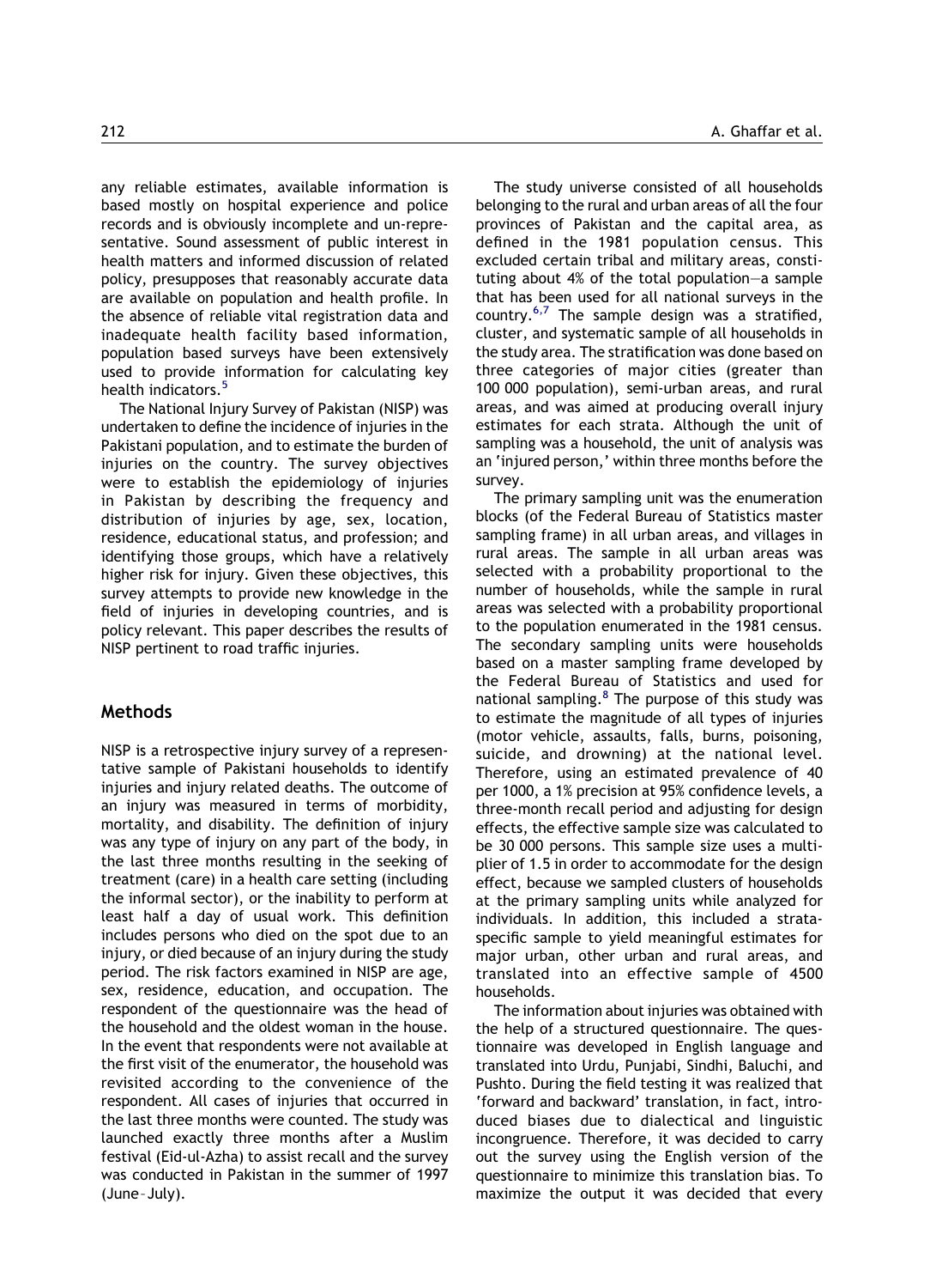any reliable estimates, available information is based mostly on hospital experience and police records and is obviously incomplete and un-representative. Sound assessment of public interest in health matters and informed discussion of related policy, presupposes that reasonably accurate data are available on population and health profile. In the absence of reliable vital registration data and inadequate health facility based information, population based surveys have been extensively used to provide information for calculating key health indicators.[5]

The National Injury Survey of Pakistan (NISP) was undertaken to define the incidence of injuries in the Pakistani population, and to estimate the burden of injuries on the country. The survey objectives were to establish the epidemiology of injuries in Pakistan by describing the frequency and distribution of injuries by age, sex, location, residence, educational status, and profession; and identifying those groups, which have a relatively higher risk for injury. Given these objectives, this survey attempts to provide new knowledge in the field of injuries in developing countries, and is policy relevant. This paper describes the results of NISP pertinent to road traffic injuries.

## Methods

NISP is a retrospective injury survey of a representative sample of Pakistani households to identify injuries and injury related deaths. The outcome of an injury was measured in terms of morbidity, mortality, and disability. The definition of injury was any type of injury on any part of the body, in the last three months resulting in the seeking of treatment (care) in a health care setting (including the informal sector), or the inability to perform at least half a day of usual work. This definition includes persons who died on the spot due to an injury, or died because of an injury during the study period. The risk factors examined in NISP are age, sex, residence, education, and occupation. The respondent of the questionnaire was the head of the household and the oldest woman in the house. In the event that respondents were not available at the first visit of the enumerator, the household was revisited according to the convenience of the respondent. All cases of injuries that occurred in the last three months were counted. The study was launched exactly three months after a Muslim festival (Eid-ul-Azha) to assist recall and the survey was conducted in Pakistan in the summer of 1997 (June–July).

The study universe consisted of all households belonging to the rural and urban areas of all the four provinces of Pakistan and the capital area, as defined in the 1981 population census. This excluded certain tribal and military areas, constituting about 4% of the total population—a sample that has been used for all national surveys in the country.[6,7] The sample design was a stratified, cluster, and systematic sample of all households in the study area. The stratification was done based on three categories of major cities (greater than 100 000 population), semi-urban areas, and rural areas, and was aimed at producing overall injury estimates for each strata. Although the unit of sampling was a household, the unit of analysis was an 'injured person,' within three months before the survey.

The primary sampling unit was the enumeration blocks (of the Federal Bureau of Statistics master sampling frame) in all urban areas, and villages in rural areas. The sample in all urban areas was selected with a probability proportional to the number of households, while the sample in rural areas was selected with a probability proportional to the population enumerated in the 1981 census. The secondary sampling units were households based on a master sampling frame developed by the Federal Bureau of Statistics and used for national sampling.[8] The purpose of this study was to estimate the magnitude of all types of injuries (motor vehicle, assaults, falls, burns, poisoning, suicide, and drowning) at the national level. Therefore, using an estimated prevalence of 40 per 1000, a 1% precision at 95% confidence levels, a three-month recall period and adjusting for design effects, the effective sample size was calculated to be 30 000 persons. This sample size uses a multiplier of 1.5 in order to accommodate for the design effect, because we sampled clusters of households at the primary sampling units while analyzed for individuals. In addition, this included a strata-specific sample to yield meaningful estimates for major urban, other urban and rural areas, and translated into an effective sample of 4500 households.

The information about injuries was obtained with the help of a structured questionnaire. The questionnaire was developed in English language and translated into Urdu, Punjabi, Sindhi, Baluchi, and Pushto. During the field testing it was realized that 'forward and backward' translation, in fact, introduced biases due to dialectical and linguistic incongruence. Therefore, it was decided to carry out the survey using the English version of the questionnaire to minimize this translation bias. To maximize the output it was decided that every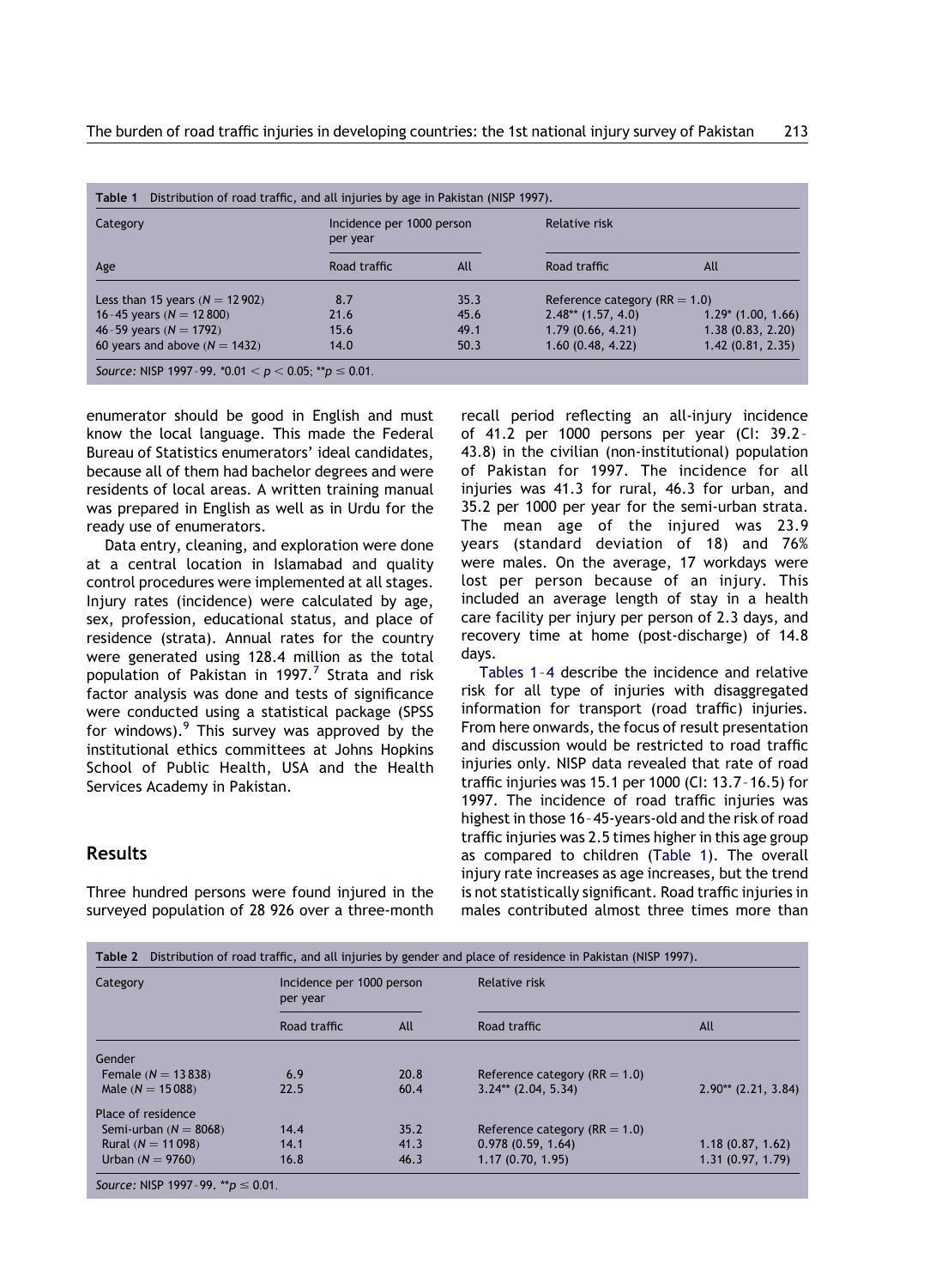**Table 1** Distribution of road traffic, and all injuries by age in Pakistan (NISP 1997).

| Category | Incidence per 1000 person per year | | Relative risk | |
|---|---|---|---|---|
| Age | Road traffic | All | Road traffic | All |
| Less than 15 years ($N = 12\,902$) | 8.7 | 35.3 | Reference category (RR = 1.0) | |
| 16–45 years ($N = 12\,800$) | 21.6 | 45.6 | 2.48** (1.57, 4.0) | 1.29* (1.00, 1.66) |
| 46–59 years ($N = 1792$) | 15.6 | 49.1 | 1.79 (0.66, 4.21) | 1.38 (0.83, 2.20) |
| 60 years and above ($N = 1432$) | 14.0 | 50.3 | 1.60 (0.48, 4.22) | 1.42 (0.81, 2.35) |

*Source:* NISP 1997–99. *$0.01 < p < 0.05$; **$p \leq 0.01$.

enumerator should be good in English and must know the local language. This made the Federal Bureau of Statistics enumerators' ideal candidates, because all of them had bachelor degrees and were residents of local areas. A written training manual was prepared in English as well as in Urdu for the ready use of enumerators.

Data entry, cleaning, and exploration were done at a central location in Islamabad and quality control procedures were implemented at all stages. Injury rates (incidence) were calculated by age, sex, profession, educational status, and place of residence (strata). Annual rates for the country were generated using 128.4 million as the total population of Pakistan in 1997.[7] Strata and risk factor analysis was done and tests of significance were conducted using a statistical package (SPSS for windows).[9] This survey was approved by the institutional ethics committees at Johns Hopkins School of Public Health, USA and the Health Services Academy in Pakistan.

## Results

Three hundred persons were found injured in the surveyed population of 28 926 over a three-month recall period reflecting an all-injury incidence of 41.2 per 1000 persons per year (CI: 39.2–43.8) in the civilian (non-institutional) population of Pakistan for 1997. The incidence for all injuries was 41.3 for rural, 46.3 for urban, and 35.2 per 1000 per year for the semi-urban strata. The mean age of the injured was 23.9 years (standard deviation of 18) and 76% were males. On the average, 17 workdays were lost per person because of an injury. This included an average length of stay in a health care facility per injury per person of 2.3 days, and recovery time at home (post-discharge) of 14.8 days.

Tables 1–4 describe the incidence and relative risk for all type of injuries with disaggregated information for transport (road traffic) injuries. From here onwards, the focus of result presentation and discussion would be restricted to road traffic injuries only. NISP data revealed that rate of road traffic injuries was 15.1 per 1000 (CI: 13.7–16.5) for 1997. The incidence of road traffic injuries was highest in those 16–45-years-old and the risk of road traffic injuries was 2.5 times higher in this age group as compared to children (Table 1). The overall injury rate increases as age increases, but the trend is not statistically significant. Road traffic injuries in males contributed almost three times more than

**Table 2** Distribution of road traffic, and all injuries by gender and place of residence in Pakistan (NISP 1997).

| Category | Incidence per 1000 person per year | | Relative risk | |
|---|---|---|---|---|
| | Road traffic | All | Road traffic | All |
| Gender | | | | |
| Female ($N = 13\,838$) | 6.9 | 20.8 | Reference category (RR = 1.0) | |
| Male ($N = 15\,088$) | 22.5 | 60.4 | 3.24** (2.04, 5.34) | 2.90** (2.21, 3.84) |
| Place of residence | | | | |
| Semi-urban ($N = 8068$) | 14.4 | 35.2 | Reference category (RR = 1.0) | |
| Rural ($N = 11\,098$) | 14.1 | 41.3 | 0.978 (0.59, 1.64) | 1.18 (0.87, 1.62) |
| Urban ($N = 9760$) | 16.8 | 46.3 | 1.17 (0.70, 1.95) | 1.31 (0.97, 1.79) |

*Source:* NISP 1997–99. **$p \leq 0.01$.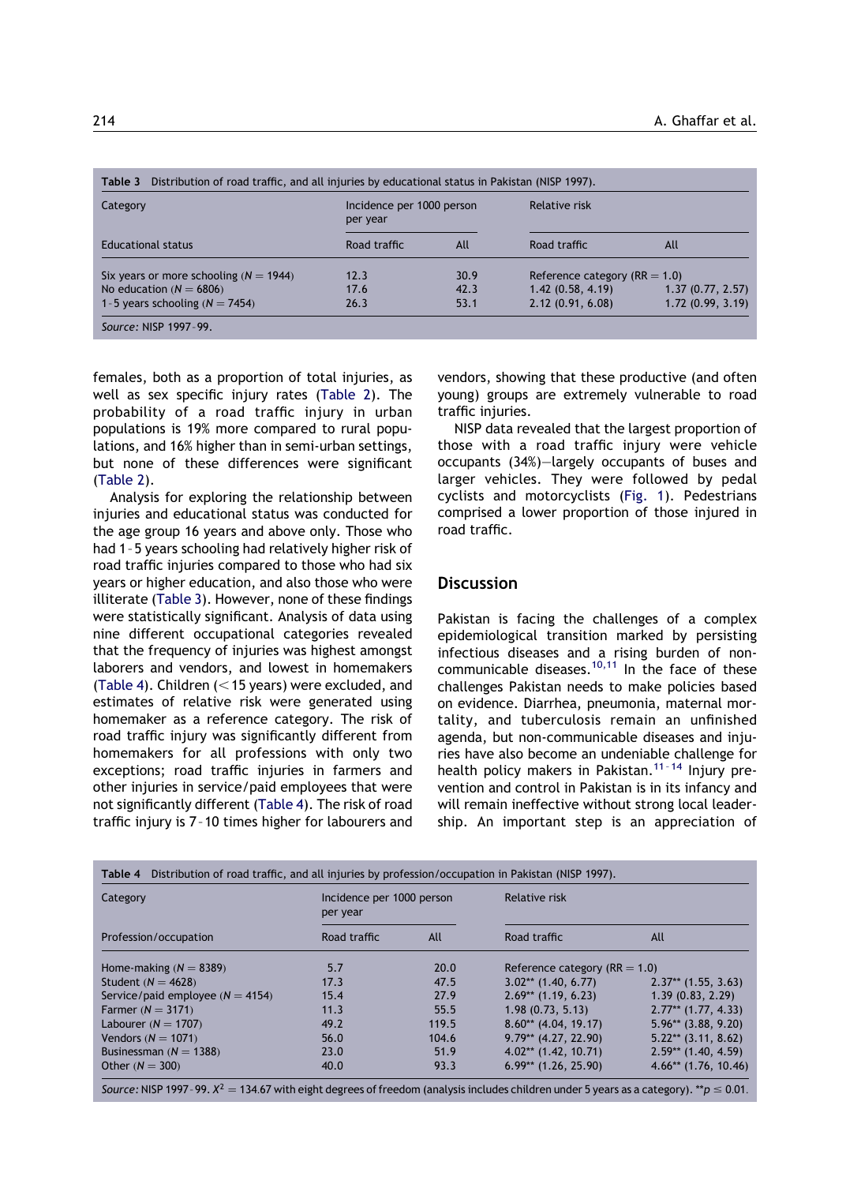**Table 3** Distribution of road traffic, and all injuries by educational status in Pakistan (NISP 1997).

| Category | Incidence per 1000 person per year | | Relative risk | |
|---|---|---|---|---|
| Educational status | Road traffic | All | Road traffic | All |
| Six years or more schooling ($N = 1944$) | 12.3 | 30.9 | Reference category (RR = 1.0) | |
| No education ($N = 6806$) | 17.6 | 42.3 | 1.42 (0.58, 4.19) | 1.37 (0.77, 2.57) |
| 1–5 years schooling ($N = 7454$) | 26.3 | 53.1 | 2.12 (0.91, 6.08) | 1.72 (0.99, 3.19) |

*Source:* NISP 1997–99.

females, both as a proportion of total injuries, as well as sex specific injury rates (Table 2). The probability of a road traffic injury in urban populations is 19% more compared to rural populations, and 16% higher than in semi-urban settings, but none of these differences were significant (Table 2).

Analysis for exploring the relationship between injuries and educational status was conducted for the age group 16 years and above only. Those who had 1–5 years schooling had relatively higher risk of road traffic injuries compared to those who had six years or higher education, and also those who were illiterate (Table 3). However, none of these findings were statistically significant. Analysis of data using nine different occupational categories revealed that the frequency of injuries was highest amongst laborers and vendors, and lowest in homemakers (Table 4). Children (<15 years) were excluded, and estimates of relative risk were generated using homemaker as a reference category. The risk of road traffic injury was significantly different from homemakers for all professions with only two exceptions; road traffic injuries in farmers and other injuries in service/paid employees that were not significantly different (Table 4). The risk of road traffic injury is 7–10 times higher for labourers and vendors, showing that these productive (and often young) groups are extremely vulnerable to road traffic injuries.

NISP data revealed that the largest proportion of those with a road traffic injury were vehicle occupants (34%)—largely occupants of buses and larger vehicles. They were followed by pedal cyclists and motorcyclists (Fig. 1). Pedestrians comprised a lower proportion of those injured in road traffic.

## Discussion

Pakistan is facing the challenges of a complex epidemiological transition marked by persisting infectious diseases and a rising burden of non-communicable diseases.[10,11] In the face of these challenges Pakistan needs to make policies based on evidence. Diarrhea, pneumonia, maternal mortality, and tuberculosis remain an unfinished agenda, but non-communicable diseases and injuries have also become an undeniable challenge for health policy makers in Pakistan.[11–14] Injury prevention and control in Pakistan is in its infancy and will remain ineffective without strong local leadership. An important step is an appreciation of

**Table 4** Distribution of road traffic, and all injuries by profession/occupation in Pakistan (NISP 1997).

| Category | Incidence per 1000 person per year | | Relative risk | |
|---|---|---|---|---|
| Profession/occupation | Road traffic | All | Road traffic | All |
| Home-making ($N = 8389$) | 5.7 | 20.0 | Reference category (RR = 1.0) | |
| Student ($N = 4628$) | 17.3 | 47.5 | 3.02** (1.40, 6.77) | 2.37** (1.55, 3.63) |
| Service/paid employee ($N = 4154$) | 15.4 | 27.9 | 2.69** (1.19, 6.23) | 1.39 (0.83, 2.29) |
| Farmer ($N = 3171$) | 11.3 | 55.5 | 1.98 (0.73, 5.13) | 2.77** (1.77, 4.33) |
| Labourer ($N = 1707$) | 49.2 | 119.5 | 8.60** (4.04, 19.17) | 5.96** (3.88, 9.20) |
| Vendors ($N = 1071$) | 56.0 | 104.6 | 9.79** (4.27, 22.90) | 5.22** (3.11, 8.62) |
| Businessman ($N = 1388$) | 23.0 | 51.9 | 4.02** (1.42, 10.71) | 2.59** (1.40, 4.59) |
| Other ($N = 300$) | 40.0 | 93.3 | 6.99** (1.26, 25.90) | 4.66** (1.76, 10.46) |

*Source:* NISP 1997–99. $X^2 = 134.67$ with eight degrees of freedom (analysis includes children under 5 years as a category). **$p \leq 0.01$.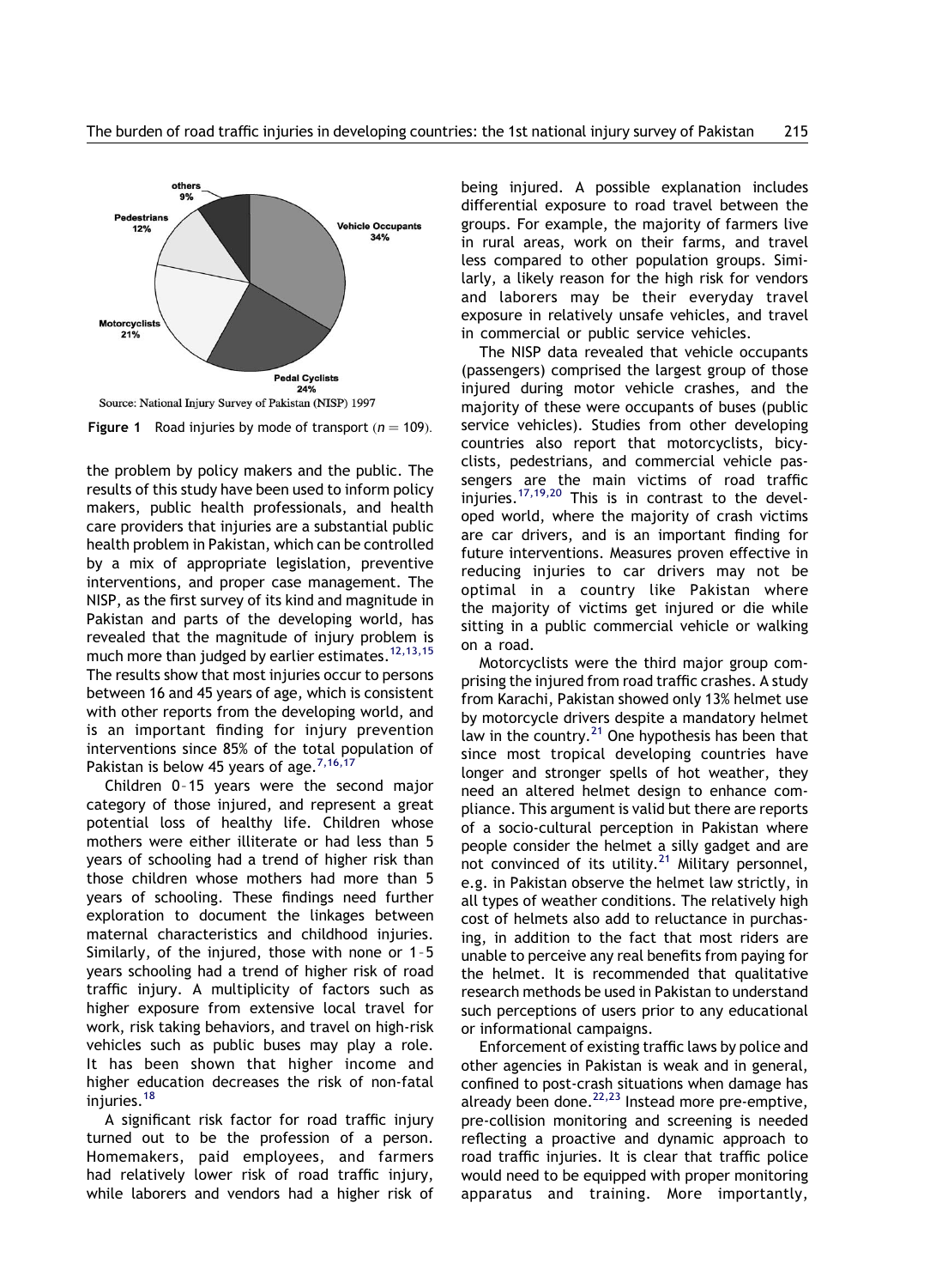Source: National Injury Survey of Pakistan (NISP) 1997

**Figure 1** Road injuries by mode of transport ($n = 109$).

the problem by policy makers and the public. The results of this study have been used to inform policy makers, public health professionals, and health care providers that injuries are a substantial public health problem in Pakistan, which can be controlled by a mix of appropriate legislation, preventive interventions, and proper case management. The NISP, as the first survey of its kind and magnitude in Pakistan and parts of the developing world, has revealed that the magnitude of injury problem is much more than judged by earlier estimates.[12,13,15] The results show that most injuries occur to persons between 16 and 45 years of age, which is consistent with other reports from the developing world, and is an important finding for injury prevention interventions since 85% of the total population of Pakistan is below 45 years of age.[7,16,17]

Children 0–15 years were the second major category of those injured, and represent a great potential loss of healthy life. Children whose mothers were either illiterate or had less than 5 years of schooling had a trend of higher risk than those children whose mothers had more than 5 years of schooling. These findings need further exploration to document the linkages between maternal characteristics and childhood injuries. Similarly, of the injured, those with none or 1–5 years schooling had a trend of higher risk of road traffic injury. A multiplicity of factors such as higher exposure from extensive local travel for work, risk taking behaviors, and travel on high-risk vehicles such as public buses may play a role. It has been shown that higher income and higher education decreases the risk of non-fatal injuries.[18]

A significant risk factor for road traffic injury turned out to be the profession of a person. Homemakers, paid employees, and farmers had relatively lower risk of road traffic injury, while laborers and vendors had a higher risk of being injured. A possible explanation includes differential exposure to road travel between the groups. For example, the majority of farmers live in rural areas, work on their farms, and travel less compared to other population groups. Similarly, a likely reason for the high risk for vendors and laborers may be their everyday travel exposure in relatively unsafe vehicles, and travel in commercial or public service vehicles.

The NISP data revealed that vehicle occupants (passengers) comprised the largest group of those injured during motor vehicle crashes, and the majority of these were occupants of buses (public service vehicles). Studies from other developing countries also report that motorcyclists, bicyclists, pedestrians, and commercial vehicle passengers are the main victims of road traffic injuries.[17,19,20] This is in contrast to the developed world, where the majority of crash victims are car drivers, and is an important finding for future interventions. Measures proven effective in reducing injuries to car drivers may not be optimal in a country like Pakistan where the majority of victims get injured or die while sitting in a public commercial vehicle or walking on a road.

Motorcyclists were the third major group comprising the injured from road traffic crashes. A study from Karachi, Pakistan showed only 13% helmet use by motorcycle drivers despite a mandatory helmet law in the country.[21] One hypothesis has been that since most tropical developing countries have longer and stronger spells of hot weather, they need an altered helmet design to enhance compliance. This argument is valid but there are reports of a socio-cultural perception in Pakistan where people consider the helmet a silly gadget and are not convinced of its utility.[21] Military personnel, e.g. in Pakistan observe the helmet law strictly, in all types of weather conditions. The relatively high cost of helmets also add to reluctance in purchasing, in addition to the fact that most riders are unable to perceive any real benefits from paying for the helmet. It is recommended that qualitative research methods be used in Pakistan to understand such perceptions of users prior to any educational or informational campaigns.

Enforcement of existing traffic laws by police and other agencies in Pakistan is weak and in general, confined to post-crash situations when damage has already been done.[22,23] Instead more pre-emptive, pre-collision monitoring and screening is needed reflecting a proactive and dynamic approach to road traffic injuries. It is clear that traffic police would need to be equipped with proper monitoring apparatus and training. More importantly,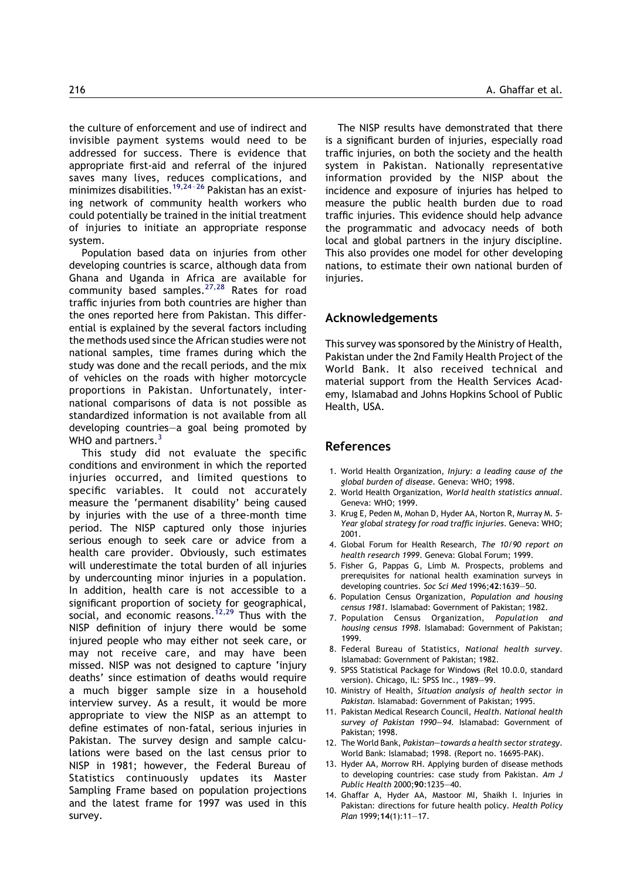the culture of enforcement and use of indirect and invisible payment systems would need to be addressed for success. There is evidence that appropriate first-aid and referral of the injured saves many lives, reduces complications, and minimizes disabilities.[19,24–26] Pakistan has an existing network of community health workers who could potentially be trained in the initial treatment of injuries to initiate an appropriate response system.

Population based data on injuries from other developing countries is scarce, although data from Ghana and Uganda in Africa are available for community based samples.[27,28] Rates for road traffic injuries from both countries are higher than the ones reported here from Pakistan. This differential is explained by the several factors including the methods used since the African studies were not national samples, time frames during which the study was done and the recall periods, and the mix of vehicles on the roads with higher motorcycle proportions in Pakistan. Unfortunately, international comparisons of data is not possible as standardized information is not available from all developing countries—a goal being promoted by WHO and partners.[3]

This study did not evaluate the specific conditions and environment in which the reported injuries occurred, and limited questions to specific variables. It could not accurately measure the 'permanent disability' being caused by injuries with the use of a three-month time period. The NISP captured only those injuries serious enough to seek care or advice from a health care provider. Obviously, such estimates will underestimate the total burden of all injuries by undercounting minor injuries in a population. In addition, health care is not accessible to a significant proportion of society for geographical, social, and economic reasons.[12,29] Thus with the NISP definition of injury there would be some injured people who may either not seek care, or may not receive care, and may have been missed. NISP was not designed to capture 'injury deaths' since estimation of deaths would require a much bigger sample size in a household interview survey. As a result, it would be more appropriate to view the NISP as an attempt to define estimates of non-fatal, serious injuries in Pakistan. The survey design and sample calculations were based on the last census prior to NISP in 1981; however, the Federal Bureau of Statistics continuously updates its Master Sampling Frame based on population projections and the latest frame for 1997 was used in this survey.

The NISP results have demonstrated that there is a significant burden of injuries, especially road traffic injuries, on both the society and the health system in Pakistan. Nationally representative information provided by the NISP about the incidence and exposure of injuries has helped to measure the public health burden due to road traffic injuries. This evidence should help advance the programmatic and advocacy needs of both local and global partners in the injury discipline. This also provides one model for other developing nations, to estimate their own national burden of injuries.

## Acknowledgements

This survey was sponsored by the Ministry of Health, Pakistan under the 2nd Family Health Project of the World Bank. It also received technical and material support from the Health Services Academy, Islamabad and Johns Hopkins School of Public Health, USA.

## References

1. World Health Organization, *Injury: a leading cause of the global burden of disease*. Geneva: WHO; 1998.
2. World Health Organization, *World health statistics annual*. Geneva: WHO; 1999.
3. Krug E, Peden M, Mohan D, Hyder AA, Norton R, Murray M. *5-Year global strategy for road traffic injuries*. Geneva: WHO; 2001.
4. Global Forum for Health Research, *The 10/90 report on health research 1999*. Geneva: Global Forum; 1999.
5. Fisher G, Pappas G, Limb M. Prospects, problems and prerequisites for national health examination surveys in developing countries. *Soc Sci Med* 1996;**42**:1639–50.
6. Population Census Organization, *Population and housing census 1981*. Islamabad: Government of Pakistan; 1982.
7. Population Census Organization, *Population and housing census 1998*. Islamabad: Government of Pakistan; 1999.
8. Federal Bureau of Statistics, *National health survey*. Islamabad: Government of Pakistan; 1982.
9. SPSS Statistical Package for Windows (Rel 10.0.0, standard version). Chicago, IL: SPSS Inc., 1989–99.
10. Ministry of Health, *Situation analysis of health sector in Pakistan*. Islamabad: Government of Pakistan; 1995.
11. Pakistan Medical Research Council, *Health. National health survey of Pakistan 1990–94*. Islamabad: Government of Pakistan; 1998.
12. The World Bank, *Pakistan—towards a health sector strategy*. World Bank: Islamabad; 1998. (Report no. 16695-PAK).
13. Hyder AA, Morrow RH. Applying burden of disease methods to developing countries: case study from Pakistan. *Am J Public Health* 2000;**90**:1235–40.
14. Ghaffar A, Hyder AA, Mastoor MI, Shaikh I. Injuries in Pakistan: directions for future health policy. *Health Policy Plan* 1999;**14**(1):11–17.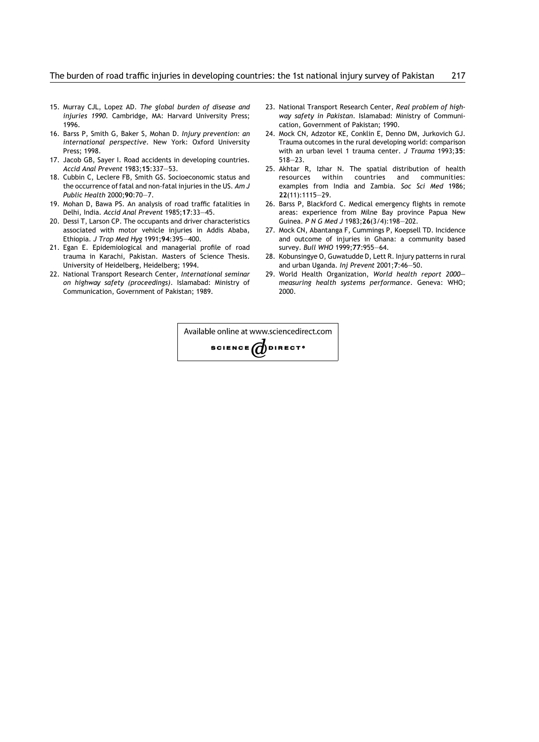15. Murray CJL, Lopez AD. *The global burden of disease and injuries 1990*. Cambridge, MA: Harvard University Press; 1996.
16. Barss P, Smith G, Baker S, Mohan D. *Injury prevention: an international perspective*. New York: Oxford University Press; 1998.
17. Jacob GB, Sayer I. Road accidents in developing countries. *Accid Anal Prevent* 1983;**15**:337—53.
18. Cubbin C, Leclere FB, Smith GS. Socioeconomic status and the occurrence of fatal and non-fatal injuries in the US. *Am J Public Health* 2000;**90**:70—7.
19. Mohan D, Bawa PS. An analysis of road traffic fatalities in Delhi, India. *Accid Anal Prevent* 1985;**17**:33—45.
20. Dessi T, Larson CP. The occupants and driver characteristics associated with motor vehicle injuries in Addis Ababa, Ethiopia. *J Trop Med Hyg* 1991;**94**:395—400.
21. Egan E. Epidemiological and managerial profile of road trauma in Karachi, Pakistan. Masters of Science Thesis. University of Heidelberg, Heidelberg; 1994.
22. National Transport Research Center, *International seminar on highway safety (proceedings)*. Islamabad: Ministry of Communication, Government of Pakistan; 1989.
23. National Transport Research Center, *Real problem of highway safety in Pakistan*. Islamabad: Ministry of Communication, Government of Pakistan; 1990.
24. Mock CN, Adzotor KE, Conklin E, Denno DM, Jurkovich GJ. Trauma outcomes in the rural developing world: comparison with an urban level 1 trauma center. *J Trauma* 1993;**35**: 518—23.
25. Akhtar R, Izhar N. The spatial distribution of health resources within countries and communities: examples from India and Zambia. *Soc Sci Med* 1986; **22**(11):1115—29.
26. Barss P, Blackford C. Medical emergency flights in remote areas: experience from Milne Bay province Papua New Guinea. *P N G Med J* 1983;**26**(3/4):198—202.
27. Mock CN, Abantanga F, Cummings P, Koepsell TD. Incidence and outcome of injuries in Ghana: a community based survey. *Bull WHO* 1999;**77**:955—64.
28. Kobunsingye O, Guwatudde D, Lett R. Injury patterns in rural and urban Uganda. *Inj Prevent* 2001;**7**:46—50.
29. World Health Organization, *World health report 2000— measuring health systems performance*. Geneva: WHO; 2000.

Available online at www.sciencedirect.com

SCIENCE DIRECT®